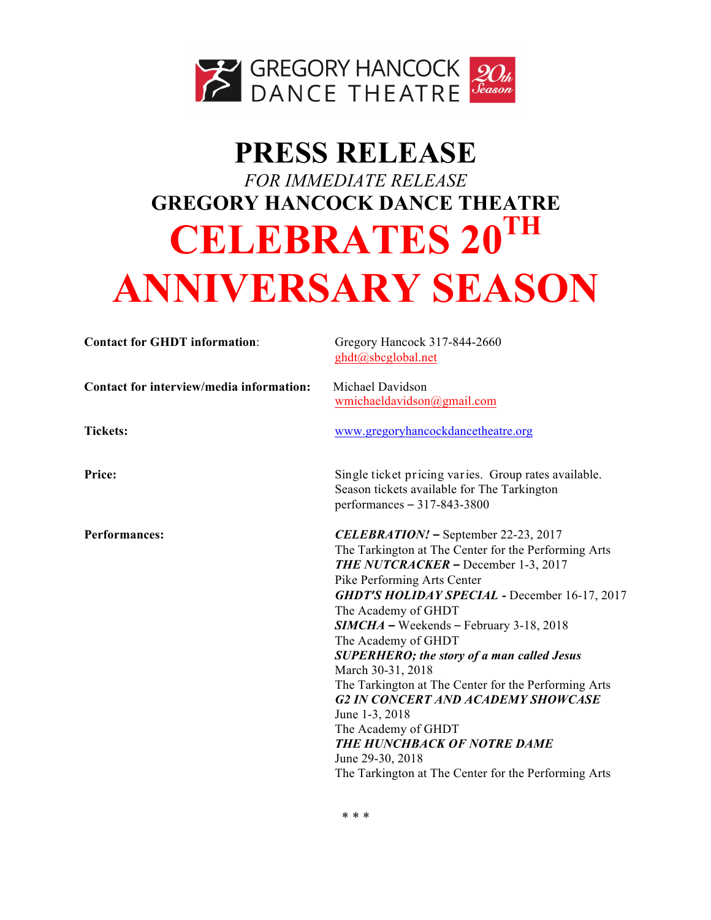GREGORY HANCOCK DANCE THEATRE 20th Season

# PRESS RELEASE

*FOR IMMEDIATE RELEASE*

## GREGORY HANCOCK DANCE THEATRE

# CELEBRATES 20TH ANNIVERSARY SEASON

**Contact for GHDT information**: Gregory Hancock 317-844-2660
ghdt@sbcglobal.net

**Contact for interview/media information:** Michael Davidson
wmichaeldavidson@gmail.com

**Tickets:** www.gregoryhancockdancetheatre.org

**Price:** Single ticket pricing varies. Group rates available. Season tickets available for The Tarkington performances – 317-843-3800

**Performances:**

***CELEBRATION!*** – September 22-23, 2017
The Tarkington at The Center for the Performing Arts

***THE NUTCRACKER*** – December 1-3, 2017
Pike Performing Arts Center

***GHDT'S HOLIDAY SPECIAL*** - December 16-17, 2017
The Academy of GHDT

***SIMCHA*** – Weekends – February 3-18, 2018
The Academy of GHDT

***SUPERHERO; the story of a man called Jesus***
March 30-31, 2018
The Tarkington at The Center for the Performing Arts

***G2 IN CONCERT AND ACADEMY SHOWCASE***
June 1-3, 2018
The Academy of GHDT

***THE HUNCHBACK OF NOTRE DAME***
June 29-30, 2018
The Tarkington at The Center for the Performing Arts

\* \* \*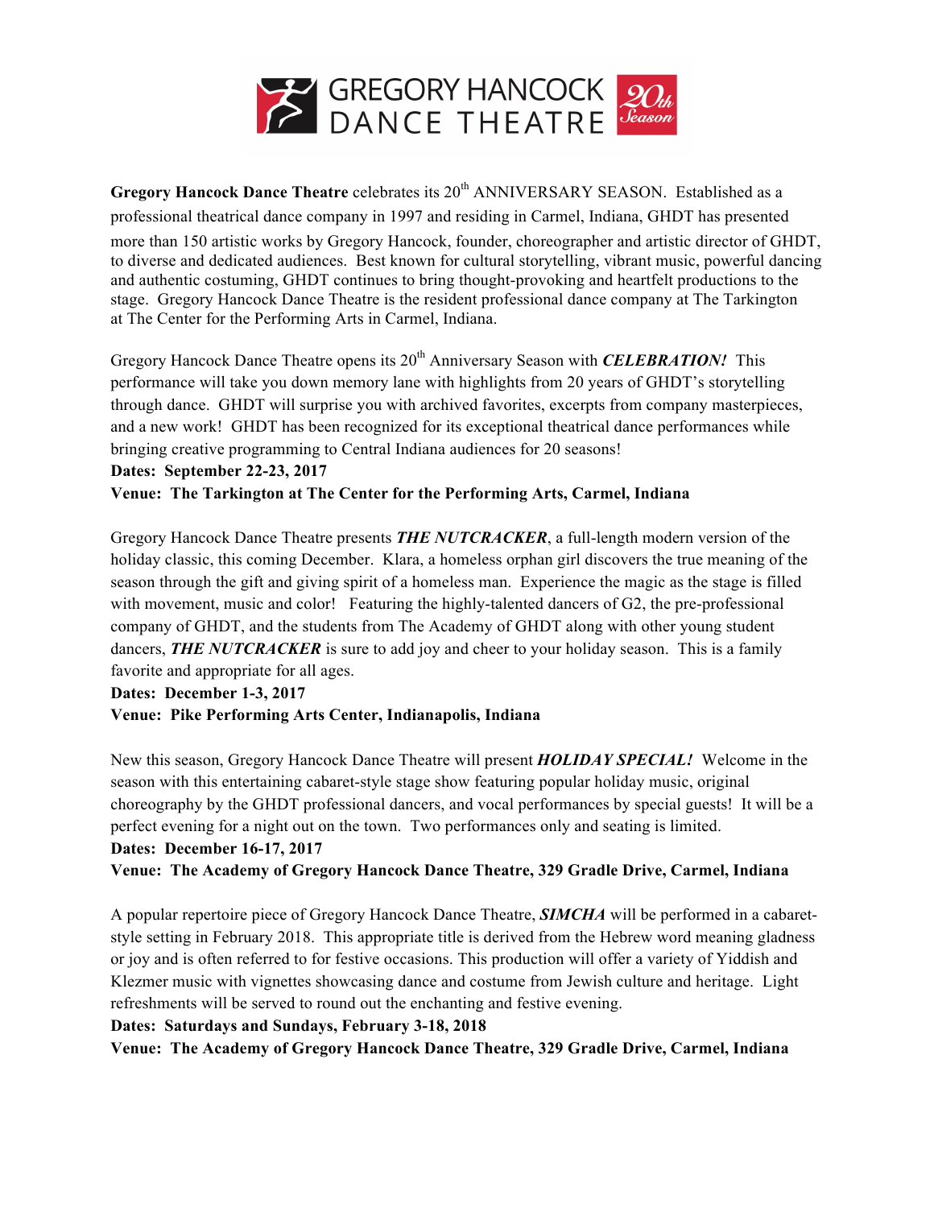**GREGORY HANCOCK DANCE THEATRE** 20th Season

**Gregory Hancock Dance Theatre** celebrates its 20th ANNIVERSARY SEASON. Established as a professional theatrical dance company in 1997 and residing in Carmel, Indiana, GHDT has presented more than 150 artistic works by Gregory Hancock, founder, choreographer and artistic director of GHDT, to diverse and dedicated audiences. Best known for cultural storytelling, vibrant music, powerful dancing and authentic costuming, GHDT continues to bring thought-provoking and heartfelt productions to the stage. Gregory Hancock Dance Theatre is the resident professional dance company at The Tarkington at The Center for the Performing Arts in Carmel, Indiana.

Gregory Hancock Dance Theatre opens its 20th Anniversary Season with ***CELEBRATION!*** This performance will take you down memory lane with highlights from 20 years of GHDT's storytelling through dance. GHDT will surprise you with archived favorites, excerpts from company masterpieces, and a new work! GHDT has been recognized for its exceptional theatrical dance performances while bringing creative programming to Central Indiana audiences for 20 seasons!

**Dates: September 22-23, 2017**
**Venue: The Tarkington at The Center for the Performing Arts, Carmel, Indiana**

Gregory Hancock Dance Theatre presents ***THE NUTCRACKER***, a full-length modern version of the holiday classic, this coming December. Klara, a homeless orphan girl discovers the true meaning of the season through the gift and giving spirit of a homeless man. Experience the magic as the stage is filled with movement, music and color! Featuring the highly-talented dancers of G2, the pre-professional company of GHDT, and the students from The Academy of GHDT along with other young student dancers, ***THE NUTCRACKER*** is sure to add joy and cheer to your holiday season. This is a family favorite and appropriate for all ages.

**Dates: December 1-3, 2017**
**Venue: Pike Performing Arts Center, Indianapolis, Indiana**

New this season, Gregory Hancock Dance Theatre will present ***HOLIDAY SPECIAL!*** Welcome in the season with this entertaining cabaret-style stage show featuring popular holiday music, original choreography by the GHDT professional dancers, and vocal performances by special guests! It will be a perfect evening for a night out on the town. Two performances only and seating is limited.

**Dates: December 16-17, 2017**
**Venue: The Academy of Gregory Hancock Dance Theatre, 329 Gradle Drive, Carmel, Indiana**

A popular repertoire piece of Gregory Hancock Dance Theatre, ***SIMCHA*** will be performed in a cabaret-style setting in February 2018. This appropriate title is derived from the Hebrew word meaning gladness or joy and is often referred to for festive occasions. This production will offer a variety of Yiddish and Klezmer music with vignettes showcasing dance and costume from Jewish culture and heritage. Light refreshments will be served to round out the enchanting and festive evening.

**Dates: Saturdays and Sundays, February 3-18, 2018**
**Venue: The Academy of Gregory Hancock Dance Theatre, 329 Gradle Drive, Carmel, Indiana**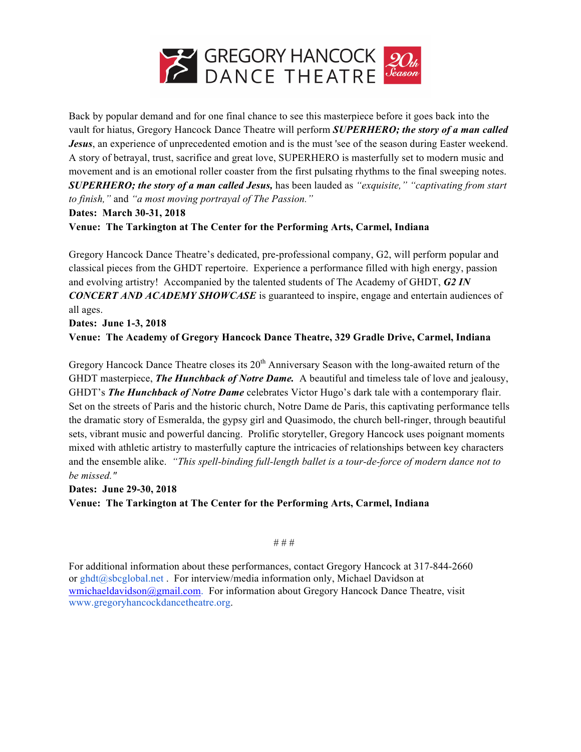GREGORY HANCOCK DANCE THEATRE 20th Season

Back by popular demand and for one final chance to see this masterpiece before it goes back into the vault for hiatus, Gregory Hancock Dance Theatre will perform ***SUPERHERO; the story of a man called Jesus***, an experience of unprecedented emotion and is the must 'see of the season during Easter weekend. A story of betrayal, trust, sacrifice and great love, SUPERHERO is masterfully set to modern music and movement and is an emotional roller coaster from the first pulsating rhythms to the final sweeping notes. ***SUPERHERO; the story of a man called Jesus,*** has been lauded as *"exquisite," "captivating from start to finish,"* and *"a most moving portrayal of The Passion."*

**Dates: March 30-31, 2018**

**Venue: The Tarkington at The Center for the Performing Arts, Carmel, Indiana**

Gregory Hancock Dance Theatre's dedicated, pre-professional company, G2, will perform popular and classical pieces from the GHDT repertoire. Experience a performance filled with high energy, passion and evolving artistry! Accompanied by the talented students of The Academy of GHDT, ***G2 IN CONCERT AND ACADEMY SHOWCASE*** is guaranteed to inspire, engage and entertain audiences of all ages.

**Dates: June 1-3, 2018**

**Venue: The Academy of Gregory Hancock Dance Theatre, 329 Gradle Drive, Carmel, Indiana**

Gregory Hancock Dance Theatre closes its 20th Anniversary Season with the long-awaited return of the GHDT masterpiece, ***The Hunchback of Notre Dame.*** A beautiful and timeless tale of love and jealousy, GHDT's ***The Hunchback of Notre Dame*** celebrates Victor Hugo's dark tale with a contemporary flair. Set on the streets of Paris and the historic church, Notre Dame de Paris, this captivating performance tells the dramatic story of Esmeralda, the gypsy girl and Quasimodo, the church bell-ringer, through beautiful sets, vibrant music and powerful dancing. Prolific storyteller, Gregory Hancock uses poignant moments mixed with athletic artistry to masterfully capture the intricacies of relationships between key characters and the ensemble alike. *"This spell-binding full-length ballet is a tour-de-force of modern dance not to be missed."*

**Dates: June 29-30, 2018**

**Venue: The Tarkington at The Center for the Performing Arts, Carmel, Indiana**

# # #

For additional information about these performances, contact Gregory Hancock at 317-844-2660 or ghdt@sbcglobal.net . For interview/media information only, Michael Davidson at wmichaeldavidson@gmail.com. For information about Gregory Hancock Dance Theatre, visit www.gregoryhancockdancetheatre.org.